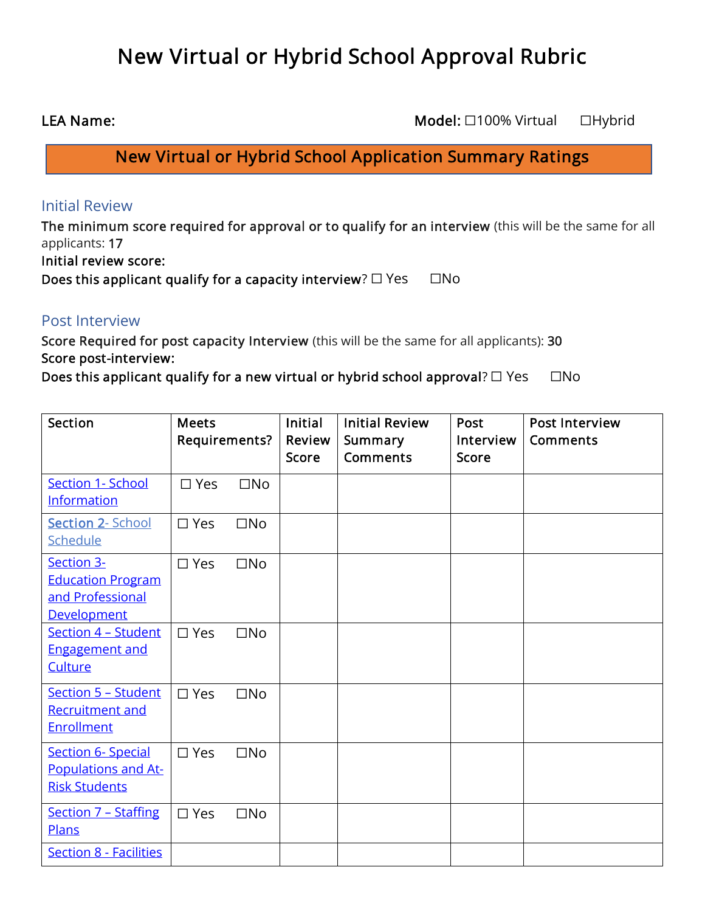# New Virtual or Hybrid School Approval Rubric

**LEA Name:** **Model:** ☐100% Virtual ☐Hybrid

## New Virtual or Hybrid School Application Summary Ratings

### Initial Review

**The minimum score required for approval or to qualify for an interview** (this will be the same for all applicants: **17**

**Initial review score:**

**Does this applicant qualify for a capacity interview**? ☐ Yes ☐No

### Post Interview

**Score Required for post capacity Interview** (this will be the same for all applicants): **30**

**Score post-interview:**

**Does this applicant qualify for a new virtual or hybrid school approval**? ☐ Yes ☐No

| Section | Meets Requirements? | Initial Review Score | Initial Review Summary Comments | Post Interview Score | Post Interview Comments |
|---|---|---|---|---|---|
| Section 1- School Information | ☐ Yes ☐No | | | | |
| Section 2- School Schedule | ☐ Yes ☐No | | | | |
| Section 3- Education Program and Professional Development | ☐ Yes ☐No | | | | |
| Section 4 – Student Engagement and Culture | ☐ Yes ☐No | | | | |
| Section 5 – Student Recruitment and Enrollment | ☐ Yes ☐No | | | | |
| Section 6- Special Populations and At-Risk Students | ☐ Yes ☐No | | | | |
| Section 7 – Staffing Plans | ☐ Yes ☐No | | | | |
| Section 8 - Facilities | | | | | |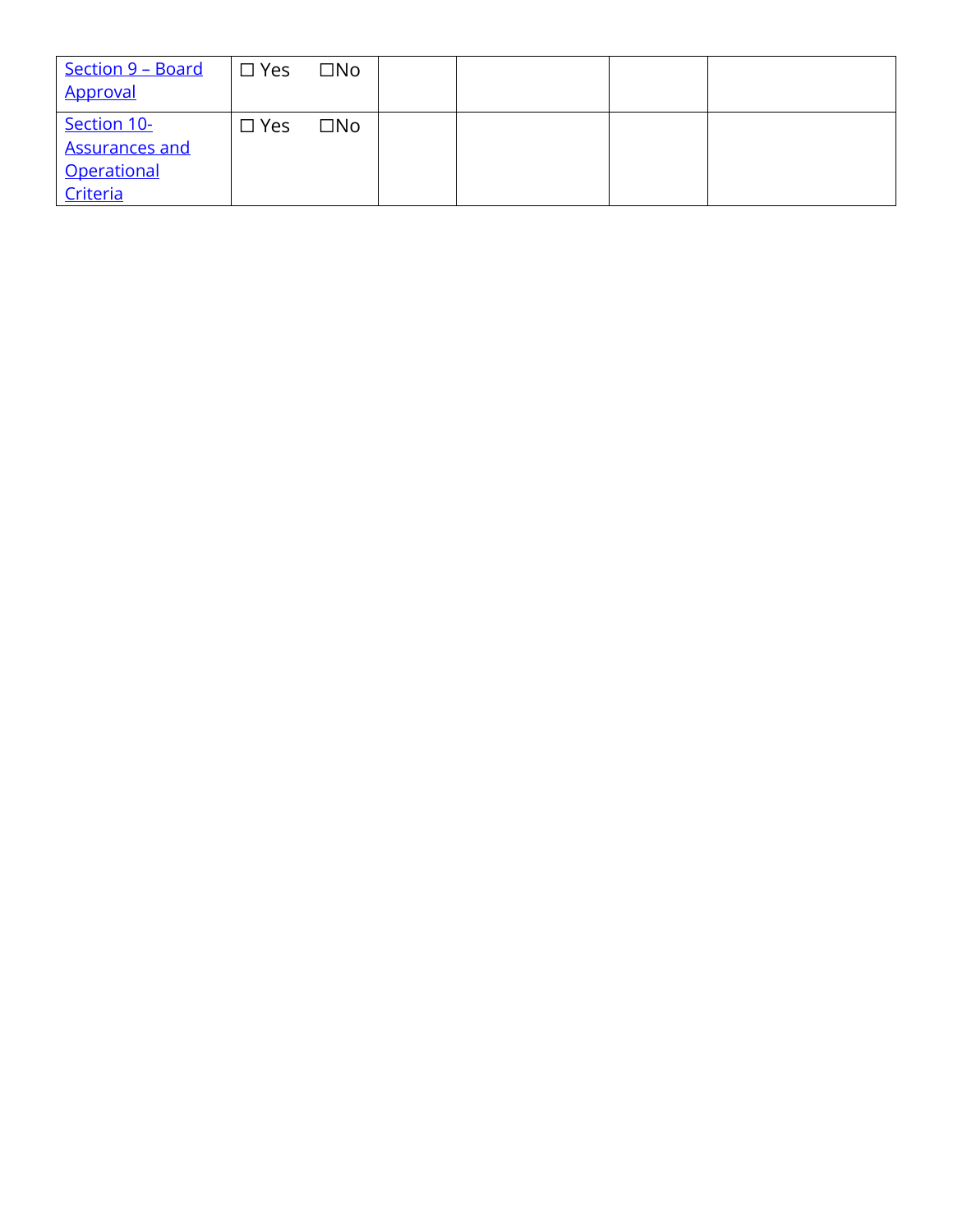| | | | | | |
|---|---|---|---|---|---|
| [Section 9 – Board Approval]() | ☐ Yes ☐No | | | | |
| [Section 10- Assurances and Operational Criteria]() | ☐ Yes ☐No | | | | |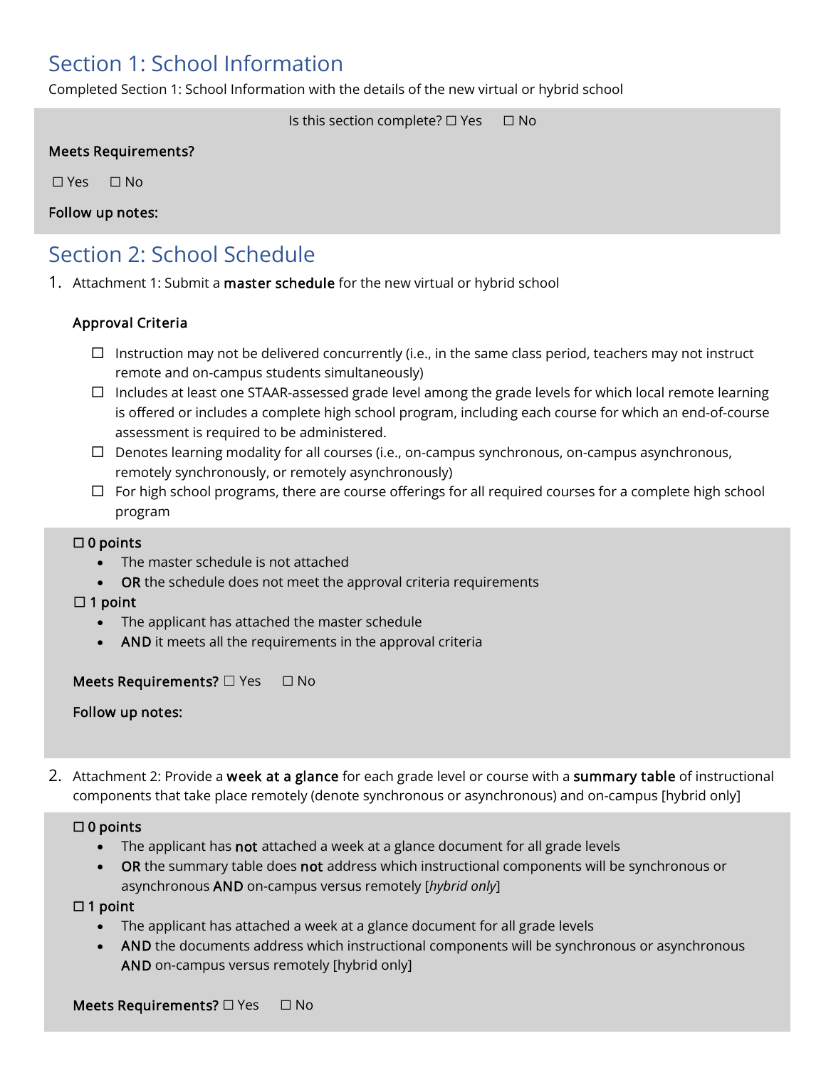## Section 1: School Information

Completed Section 1: School Information with the details of the new virtual or hybrid school

Is this section complete? ☐ Yes ☐ No

**Meets Requirements?**

☐ Yes ☐ No

**Follow up notes:**

## Section 2: School Schedule

1. Attachment 1: Submit a **master schedule** for the new virtual or hybrid school

   **Approval Criteria**

   - ☐ Instruction may not be delivered concurrently (i.e., in the same class period, teachers may not instruct remote and on-campus students simultaneously)
   - ☐ Includes at least one STAAR-assessed grade level among the grade levels for which local remote learning is offered or includes a complete high school program, including each course for which an end-of-course assessment is required to be administered.
   - ☐ Denotes learning modality for all courses (i.e., on-campus synchronous, on-campus asynchronous, remotely synchronously, or remotely asynchronously)
   - ☐ For high school programs, there are course offerings for all required courses for a complete high school program

   **☐ 0 points**
   - The master schedule is not attached
   - **OR** the schedule does not meet the approval criteria requirements

   **☐ 1 point**
   - The applicant has attached the master schedule
   - **AND** it meets all the requirements in the approval criteria

   **Meets Requirements?** ☐ Yes ☐ No

   **Follow up notes:**

2. Attachment 2: Provide a **week at a glance** for each grade level or course with a **summary table** of instructional components that take place remotely (denote synchronous or asynchronous) and on-campus [hybrid only]

   **☐ 0 points**
   - The applicant has **not** attached a week at a glance document for all grade levels
   - **OR** the summary table does **not** address which instructional components will be synchronous or asynchronous **AND** on-campus versus remotely [*hybrid only*]

   **☐ 1 point**
   - The applicant has attached a week at a glance document for all grade levels
   - **AND** the documents address which instructional components will be synchronous or asynchronous **AND** on-campus versus remotely [hybrid only]

   **Meets Requirements?** ☐ Yes ☐ No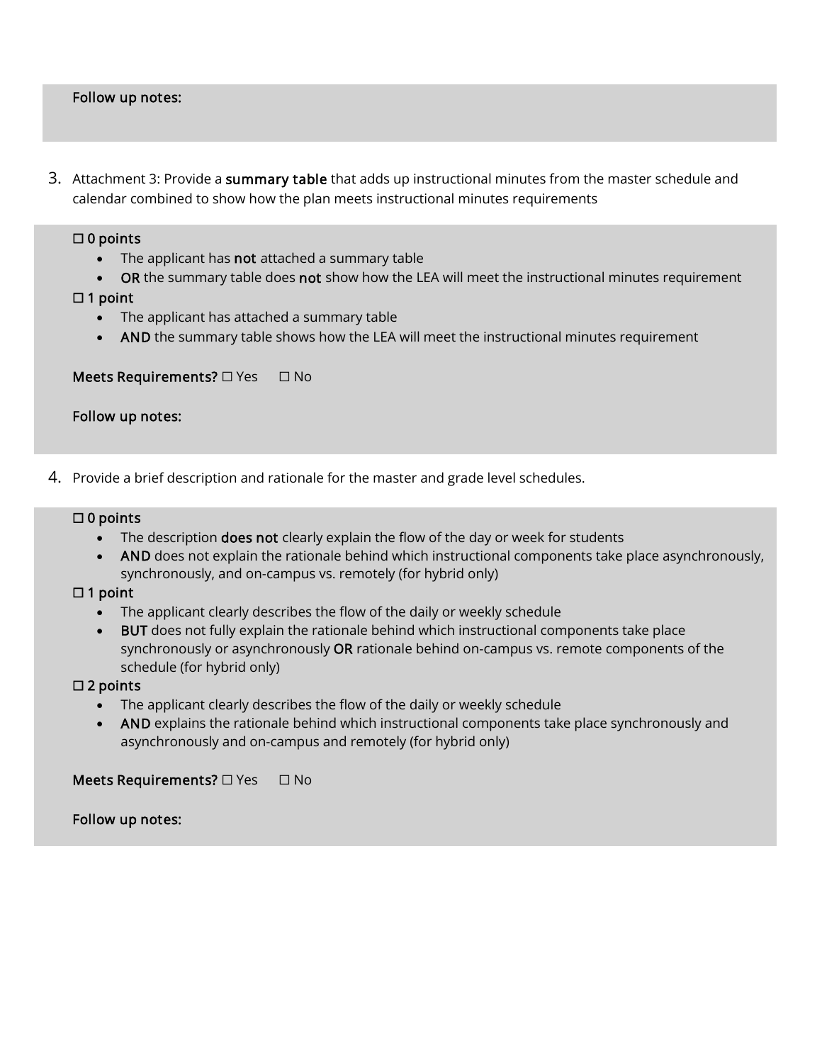**Follow up notes:**

3. Attachment 3: Provide a **summary table** that adds up instructional minutes from the master schedule and calendar combined to show how the plan meets instructional minutes requirements

☐ **0 points**

- The applicant has **not** attached a summary table
- **OR** the summary table does **not** show how the LEA will meet the instructional minutes requirement

☐ **1 point**

- The applicant has attached a summary table
- **AND** the summary table shows how the LEA will meet the instructional minutes requirement

**Meets Requirements?** ☐ Yes ☐ No

**Follow up notes:**

4. Provide a brief description and rationale for the master and grade level schedules.

☐ **0 points**

- The description **does not** clearly explain the flow of the day or week for students
- **AND** does not explain the rationale behind which instructional components take place asynchronously, synchronously, and on-campus vs. remotely (for hybrid only)

☐ **1 point**

- The applicant clearly describes the flow of the daily or weekly schedule
- **BUT** does not fully explain the rationale behind which instructional components take place synchronously or asynchronously **OR** rationale behind on-campus vs. remote components of the schedule (for hybrid only)

☐ **2 points**

- The applicant clearly describes the flow of the daily or weekly schedule
- **AND** explains the rationale behind which instructional components take place synchronously and asynchronously and on-campus and remotely (for hybrid only)

**Meets Requirements?** ☐ Yes ☐ No

**Follow up notes:**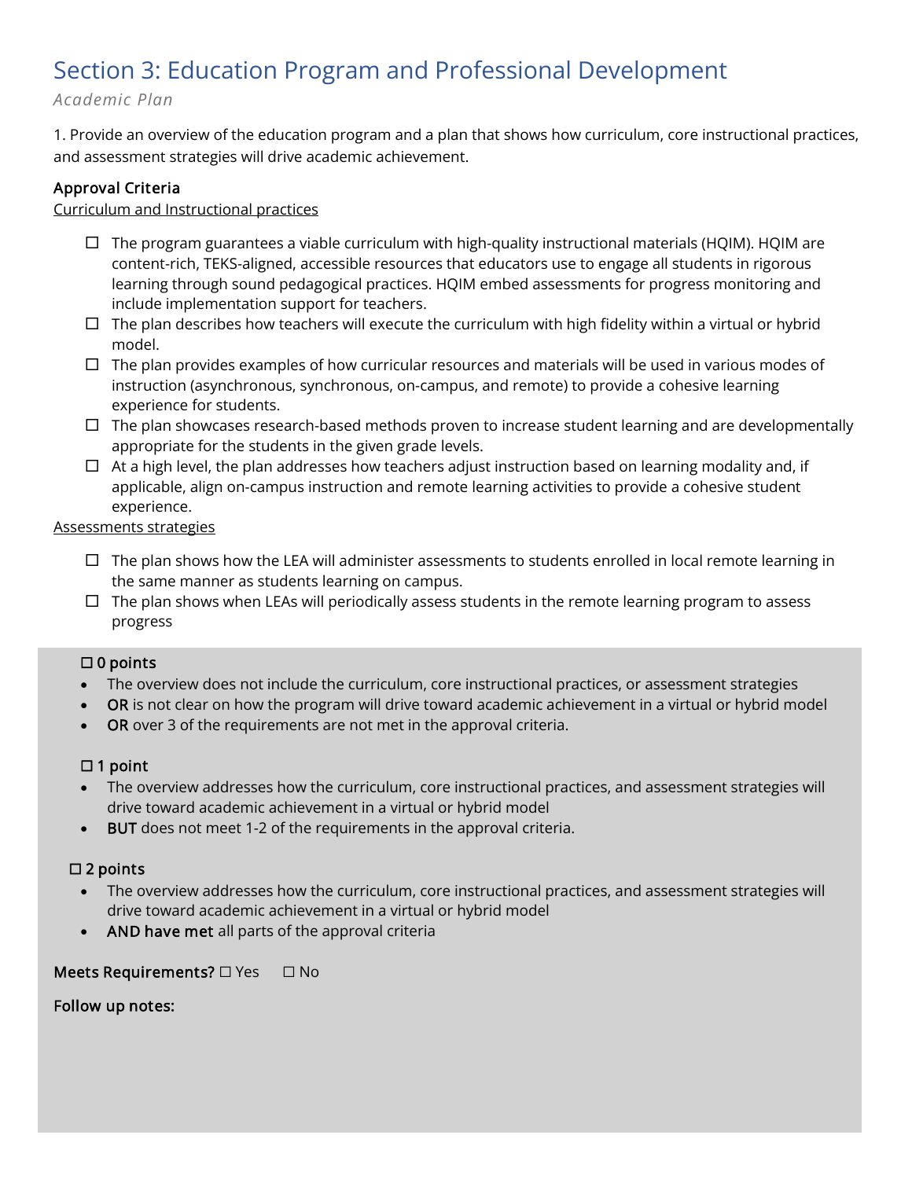# Section 3: Education Program and Professional Development

*Academic Plan*

1. Provide an overview of the education program and a plan that shows how curriculum, core instructional practices, and assessment strategies will drive academic achievement.

**Approval Criteria**

Curriculum and Instructional practices

- ☐ The program guarantees a viable curriculum with high-quality instructional materials (HQIM). HQIM are content-rich, TEKS-aligned, accessible resources that educators use to engage all students in rigorous learning through sound pedagogical practices. HQIM embed assessments for progress monitoring and include implementation support for teachers.
- ☐ The plan describes how teachers will execute the curriculum with high fidelity within a virtual or hybrid model.
- ☐ The plan provides examples of how curricular resources and materials will be used in various modes of instruction (asynchronous, synchronous, on-campus, and remote) to provide a cohesive learning experience for students.
- ☐ The plan showcases research-based methods proven to increase student learning and are developmentally appropriate for the students in the given grade levels.
- ☐ At a high level, the plan addresses how teachers adjust instruction based on learning modality and, if applicable, align on-campus instruction and remote learning activities to provide a cohesive student experience.

Assessments strategies

- ☐ The plan shows how the LEA will administer assessments to students enrolled in local remote learning in the same manner as students learning on campus.
- ☐ The plan shows when LEAs will periodically assess students in the remote learning program to assess progress

**☐ 0 points**

- The overview does not include the curriculum, core instructional practices, or assessment strategies
- **OR** is not clear on how the program will drive toward academic achievement in a virtual or hybrid model
- **OR** over 3 of the requirements are not met in the approval criteria.

**☐ 1 point**

- The overview addresses how the curriculum, core instructional practices, and assessment strategies will drive toward academic achievement in a virtual or hybrid model
- **BUT** does not meet 1-2 of the requirements in the approval criteria.

**☐ 2 points**

- The overview addresses how the curriculum, core instructional practices, and assessment strategies will drive toward academic achievement in a virtual or hybrid model
- **AND have met** all parts of the approval criteria

**Meets Requirements?** ☐ Yes ☐ No

**Follow up notes:**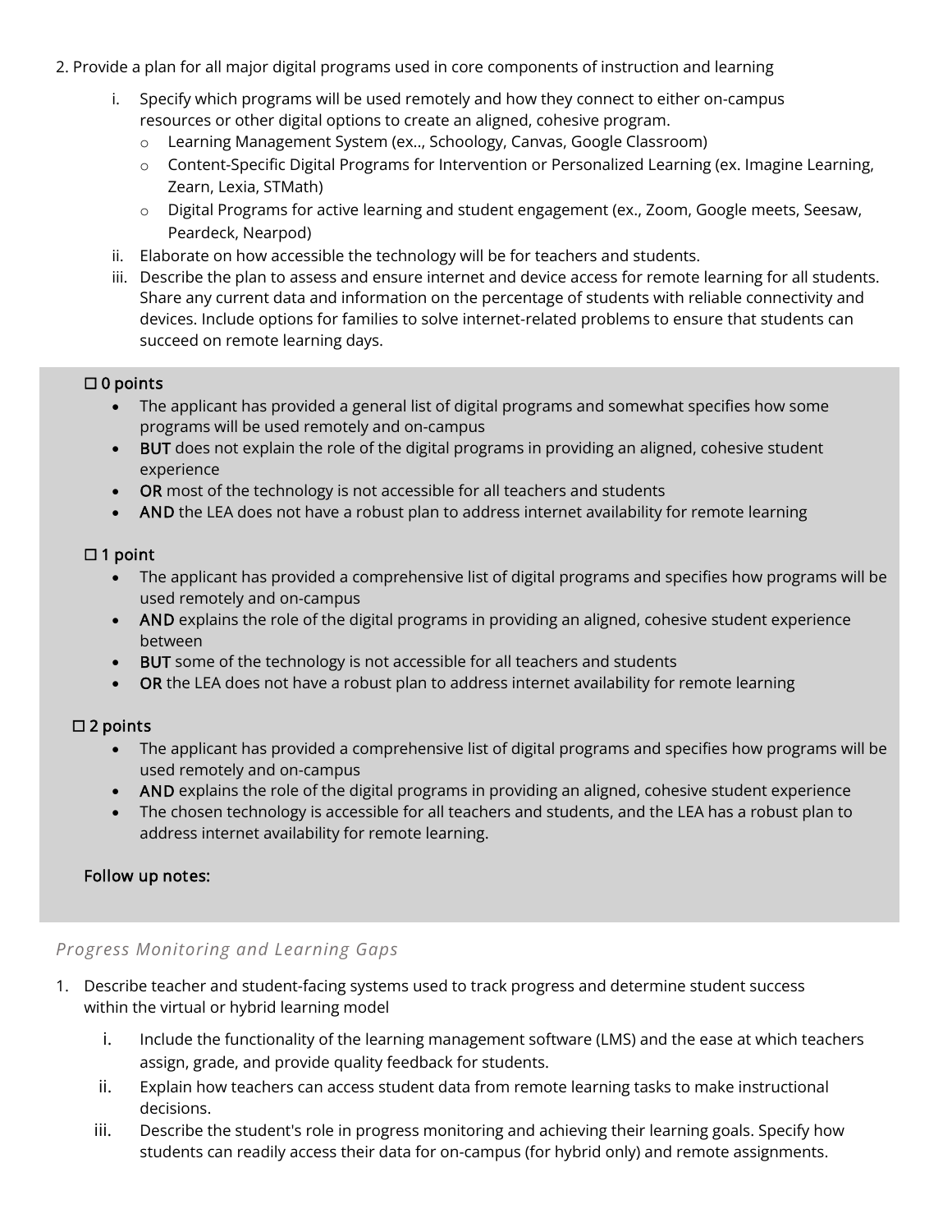2. Provide a plan for all major digital programs used in core components of instruction and learning

   i. Specify which programs will be used remotely and how they connect to either on-campus resources or other digital options to create an aligned, cohesive program.
      - Learning Management System (ex.., Schoology, Canvas, Google Classroom)
      - Content-Specific Digital Programs for Intervention or Personalized Learning (ex. Imagine Learning, Zearn, Lexia, STMath)
      - Digital Programs for active learning and student engagement (ex., Zoom, Google meets, Seesaw, Peardeck, Nearpod)

   ii. Elaborate on how accessible the technology will be for teachers and students.

   iii. Describe the plan to assess and ensure internet and device access for remote learning for all students. Share any current data and information on the percentage of students with reliable connectivity and devices. Include options for families to solve internet-related problems to ensure that students can succeed on remote learning days.

☐ 0 points

- The applicant has provided a general list of digital programs and somewhat specifies how some programs will be used remotely and on-campus
- **BUT** does not explain the role of the digital programs in providing an aligned, cohesive student experience
- **OR** most of the technology is not accessible for all teachers and students
- **AND** the LEA does not have a robust plan to address internet availability for remote learning

☐ 1 point

- The applicant has provided a comprehensive list of digital programs and specifies how programs will be used remotely and on-campus
- **AND** explains the role of the digital programs in providing an aligned, cohesive student experience between
- **BUT** some of the technology is not accessible for all teachers and students
- **OR** the LEA does not have a robust plan to address internet availability for remote learning

☐ 2 points

- The applicant has provided a comprehensive list of digital programs and specifies how programs will be used remotely and on-campus
- **AND** explains the role of the digital programs in providing an aligned, cohesive student experience
- The chosen technology is accessible for all teachers and students, and the LEA has a robust plan to address internet availability for remote learning.

Follow up notes:

### *Progress Monitoring and Learning Gaps*

1. Describe teacher and student-facing systems used to track progress and determine student success within the virtual or hybrid learning model

   i. Include the functionality of the learning management software (LMS) and the ease at which teachers assign, grade, and provide quality feedback for students.

   ii. Explain how teachers can access student data from remote learning tasks to make instructional decisions.

   iii. Describe the student's role in progress monitoring and achieving their learning goals. Specify how students can readily access their data for on-campus (for hybrid only) and remote assignments.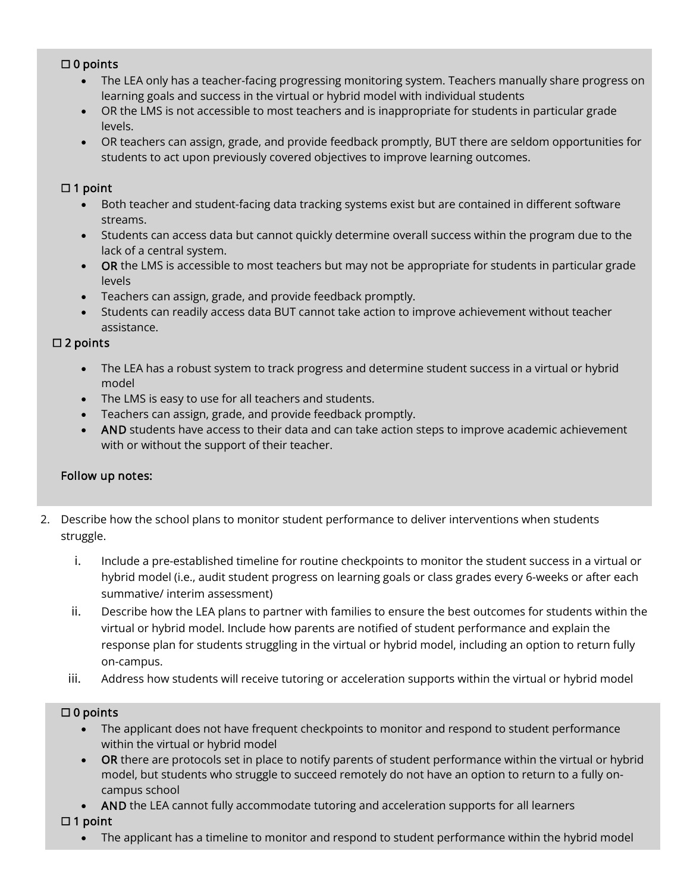☐ 0 points

- The LEA only has a teacher-facing progressing monitoring system. Teachers manually share progress on learning goals and success in the virtual or hybrid model with individual students
- OR the LMS is not accessible to most teachers and is inappropriate for students in particular grade levels.
- OR teachers can assign, grade, and provide feedback promptly, BUT there are seldom opportunities for students to act upon previously covered objectives to improve learning outcomes.

☐ 1 point

- Both teacher and student-facing data tracking systems exist but are contained in different software streams.
- Students can access data but cannot quickly determine overall success within the program due to the lack of a central system.
- **OR** the LMS is accessible to most teachers but may not be appropriate for students in particular grade levels
- Teachers can assign, grade, and provide feedback promptly.
- Students can readily access data BUT cannot take action to improve achievement without teacher assistance.

☐ 2 points

- The LEA has a robust system to track progress and determine student success in a virtual or hybrid model
- The LMS is easy to use for all teachers and students.
- Teachers can assign, grade, and provide feedback promptly.
- **AND** students have access to their data and can take action steps to improve academic achievement with or without the support of their teacher.

Follow up notes:

2. Describe how the school plans to monitor student performance to deliver interventions when students struggle.
   i. Include a pre-established timeline for routine checkpoints to monitor the student success in a virtual or hybrid model (i.e., audit student progress on learning goals or class grades every 6-weeks or after each summative/ interim assessment)
   ii. Describe how the LEA plans to partner with families to ensure the best outcomes for students within the virtual or hybrid model. Include how parents are notified of student performance and explain the response plan for students struggling in the virtual or hybrid model, including an option to return fully on-campus.
   iii. Address how students will receive tutoring or acceleration supports within the virtual or hybrid model

☐ 0 points

- The applicant does not have frequent checkpoints to monitor and respond to student performance within the virtual or hybrid model
- **OR** there are protocols set in place to notify parents of student performance within the virtual or hybrid model, but students who struggle to succeed remotely do not have an option to return to a fully on-campus school
- **AND** the LEA cannot fully accommodate tutoring and acceleration supports for all learners

☐ 1 point

- The applicant has a timeline to monitor and respond to student performance within the hybrid model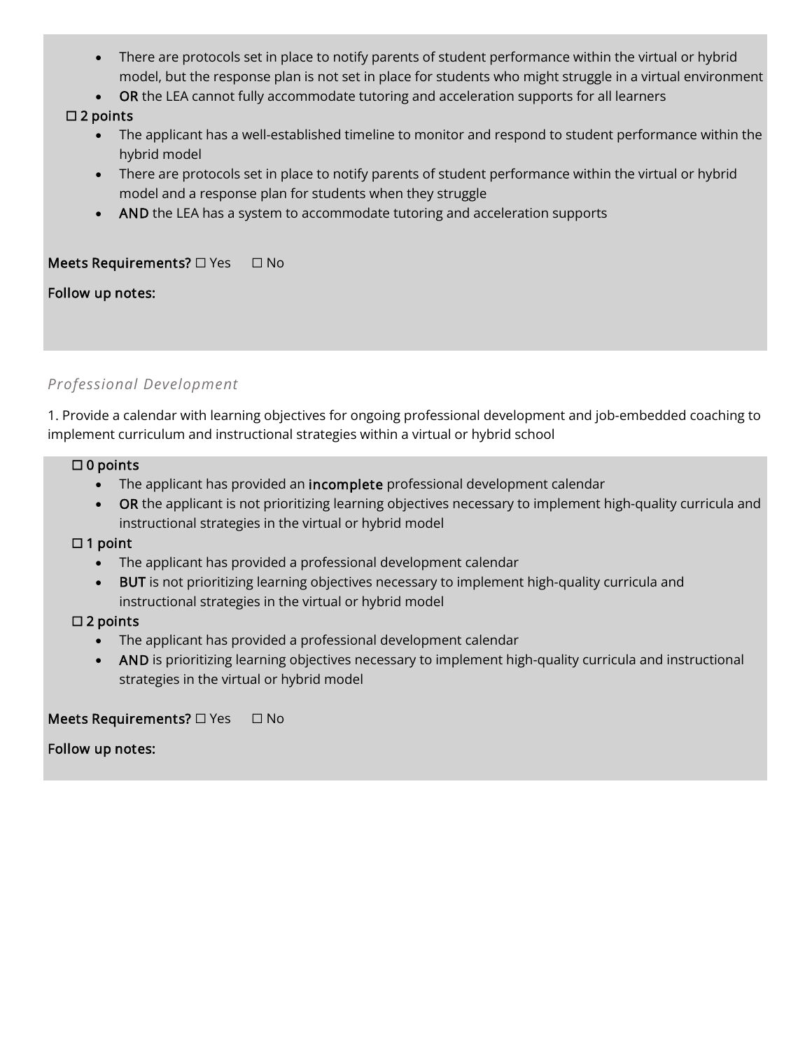- There are protocols set in place to notify parents of student performance within the virtual or hybrid model, but the response plan is not set in place for students who might struggle in a virtual environment
- **OR** the LEA cannot fully accommodate tutoring and acceleration supports for all learners

☐ 2 points

- The applicant has a well-established timeline to monitor and respond to student performance within the hybrid model
- There are protocols set in place to notify parents of student performance within the virtual or hybrid model and a response plan for students when they struggle
- **AND** the LEA has a system to accommodate tutoring and acceleration supports

**Meets Requirements?** ☐ Yes ☐ No

**Follow up notes:**

*Professional Development*

1. Provide a calendar with learning objectives for ongoing professional development and job-embedded coaching to implement curriculum and instructional strategies within a virtual or hybrid school

☐ 0 points

- The applicant has provided an **incomplete** professional development calendar
- **OR** the applicant is not prioritizing learning objectives necessary to implement high-quality curricula and instructional strategies in the virtual or hybrid model

☐ 1 point

- The applicant has provided a professional development calendar
- **BUT** is not prioritizing learning objectives necessary to implement high-quality curricula and instructional strategies in the virtual or hybrid model

☐ 2 points

- The applicant has provided a professional development calendar
- **AND** is prioritizing learning objectives necessary to implement high-quality curricula and instructional strategies in the virtual or hybrid model

**Meets Requirements?** ☐ Yes ☐ No

**Follow up notes:**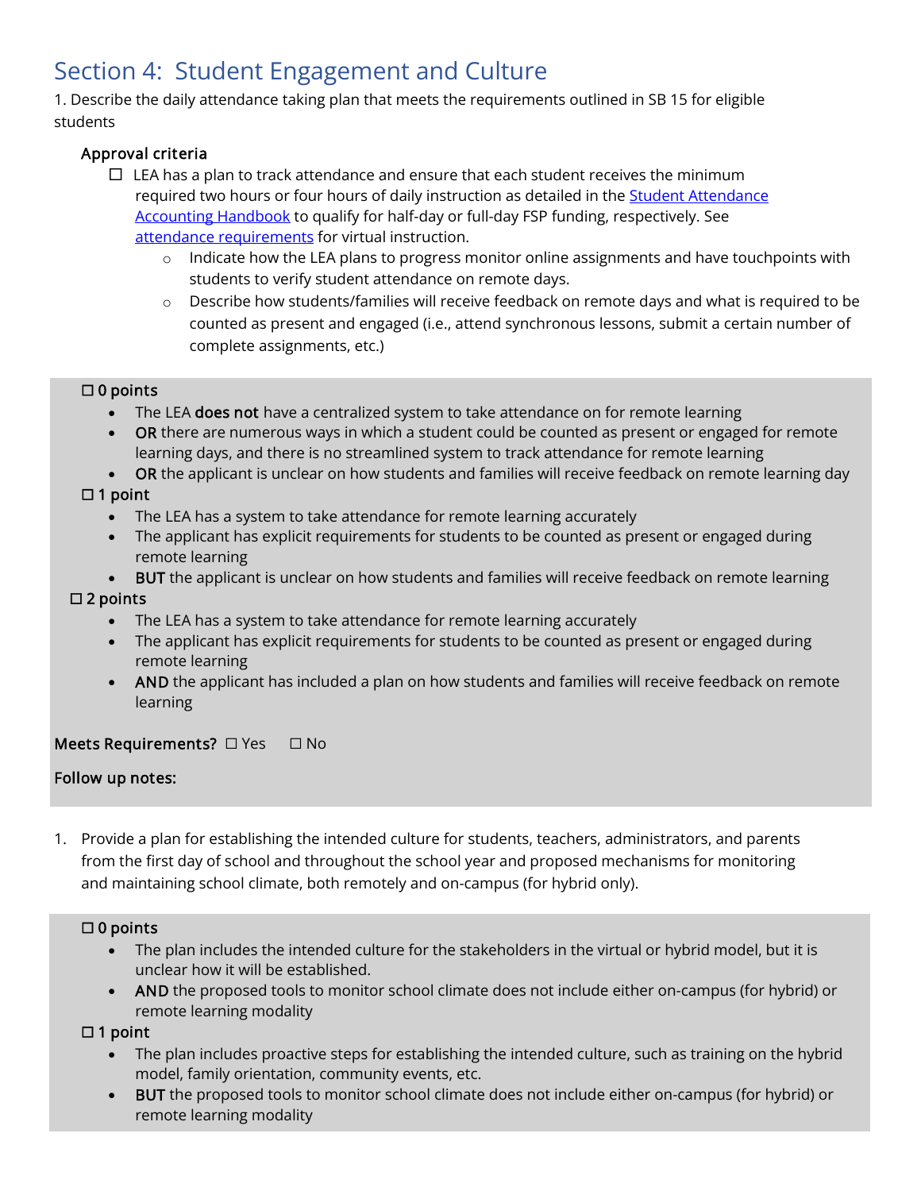# Section 4: Student Engagement and Culture

1. Describe the daily attendance taking plan that meets the requirements outlined in SB 15 for eligible students

**Approval criteria**

- ☐ LEA has a plan to track attendance and ensure that each student receives the minimum required two hours or four hours of daily instruction as detailed in the [Student Attendance Accounting Handbook]() to qualify for half-day or full-day FSP funding, respectively. See [attendance requirements]() for virtual instruction.
  - Indicate how the LEA plans to progress monitor online assignments and have touchpoints with students to verify student attendance on remote days.
  - Describe how students/families will receive feedback on remote days and what is required to be counted as present and engaged (i.e., attend synchronous lessons, submit a certain number of complete assignments, etc.)

☐ **0 points**

- The LEA **does not** have a centralized system to take attendance on for remote learning
- **OR** there are numerous ways in which a student could be counted as present or engaged for remote learning days, and there is no streamlined system to track attendance for remote learning
- **OR** the applicant is unclear on how students and families will receive feedback on remote learning day

☐ **1 point**

- The LEA has a system to take attendance for remote learning accurately
- The applicant has explicit requirements for students to be counted as present or engaged during remote learning
- **BUT** the applicant is unclear on how students and families will receive feedback on remote learning

☐ **2 points**

- The LEA has a system to take attendance for remote learning accurately
- The applicant has explicit requirements for students to be counted as present or engaged during remote learning
- **AND** the applicant has included a plan on how students and families will receive feedback on remote learning

**Meets Requirements?** ☐ Yes ☐ No

**Follow up notes:**

1. Provide a plan for establishing the intended culture for students, teachers, administrators, and parents from the first day of school and throughout the school year and proposed mechanisms for monitoring and maintaining school climate, both remotely and on-campus (for hybrid only).

☐ **0 points**

- The plan includes the intended culture for the stakeholders in the virtual or hybrid model, but it is unclear how it will be established.
- **AND** the proposed tools to monitor school climate does not include either on-campus (for hybrid) or remote learning modality

☐ **1 point**

- The plan includes proactive steps for establishing the intended culture, such as training on the hybrid model, family orientation, community events, etc.
- **BUT** the proposed tools to monitor school climate does not include either on-campus (for hybrid) or remote learning modality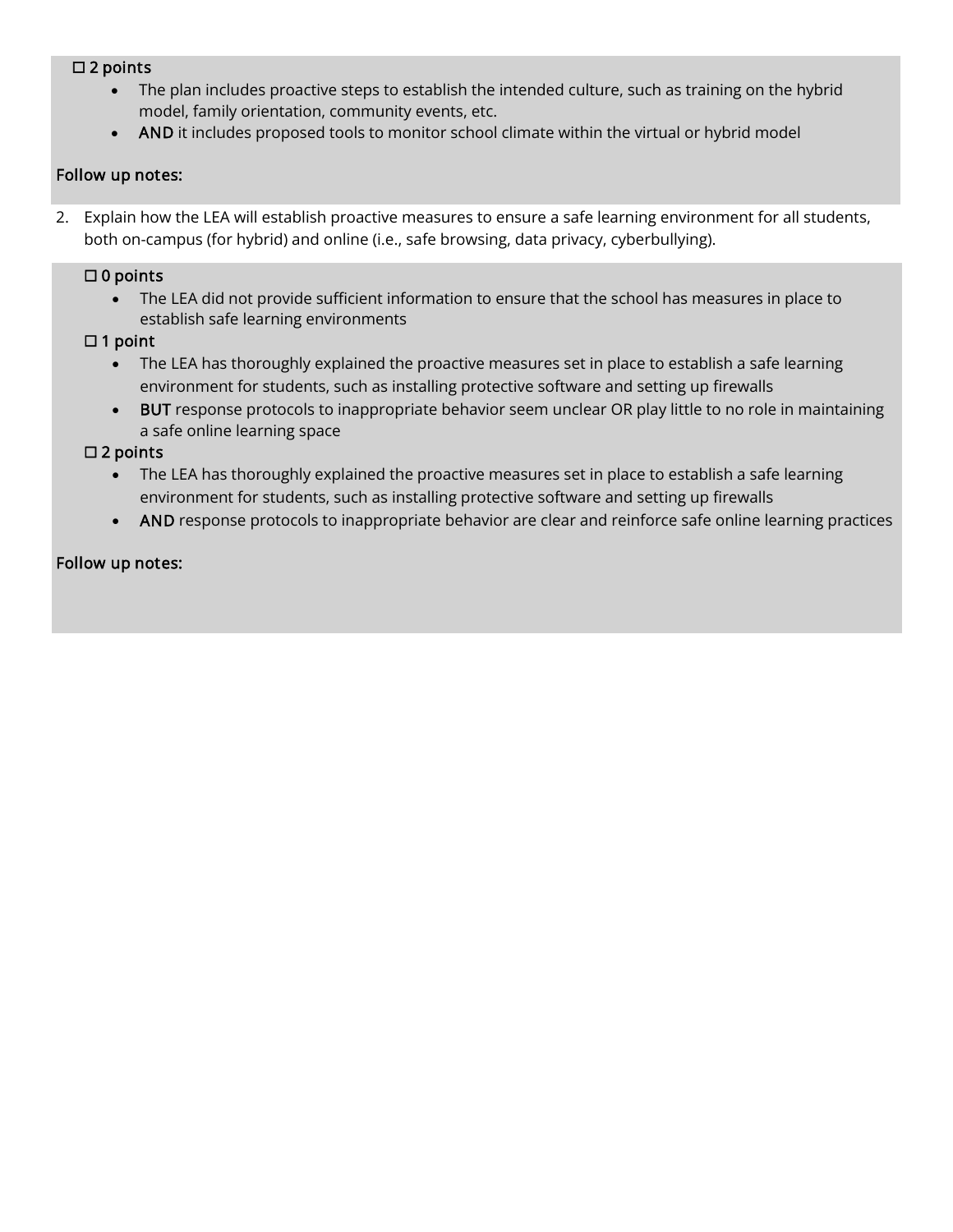☐ 2 points

- The plan includes proactive steps to establish the intended culture, such as training on the hybrid model, family orientation, community events, etc.
- **AND** it includes proposed tools to monitor school climate within the virtual or hybrid model

Follow up notes:

2. Explain how the LEA will establish proactive measures to ensure a safe learning environment for all students, both on-campus (for hybrid) and online (i.e., safe browsing, data privacy, cyberbullying).

☐ 0 points

- The LEA did not provide sufficient information to ensure that the school has measures in place to establish safe learning environments

☐ 1 point

- The LEA has thoroughly explained the proactive measures set in place to establish a safe learning environment for students, such as installing protective software and setting up firewalls
- **BUT** response protocols to inappropriate behavior seem unclear OR play little to no role in maintaining a safe online learning space

☐ 2 points

- The LEA has thoroughly explained the proactive measures set in place to establish a safe learning environment for students, such as installing protective software and setting up firewalls
- **AND** response protocols to inappropriate behavior are clear and reinforce safe online learning practices

Follow up notes: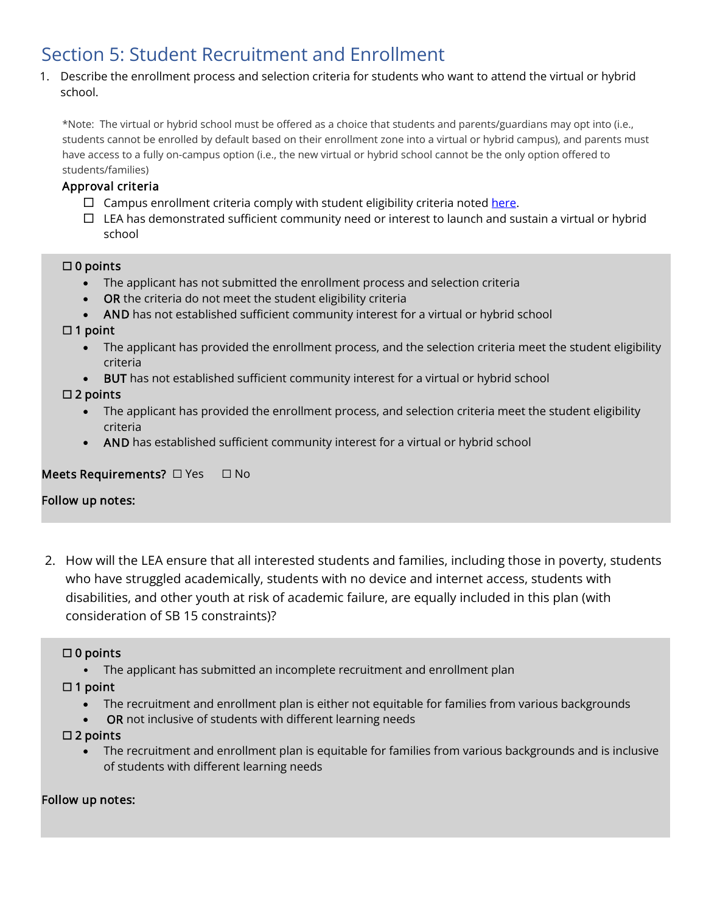# Section 5: Student Recruitment and Enrollment

1. Describe the enrollment process and selection criteria for students who want to attend the virtual or hybrid school.

   *Note: The virtual or hybrid school must be offered as a choice that students and parents/guardians may opt into (i.e., students cannot be enrolled by default based on their enrollment zone into a virtual or hybrid campus), and parents must have access to a fully on-campus option (i.e., the new virtual or hybrid school cannot be the only option offered to students/families)

   **Approval criteria**

   - ☐ Campus enrollment criteria comply with student eligibility criteria noted [here](here).
   - ☐ LEA has demonstrated sufficient community need or interest to launch and sustain a virtual or hybrid school

☐ **0 points**

- The applicant has not submitted the enrollment process and selection criteria
- **OR** the criteria do not meet the student eligibility criteria
- **AND** has not established sufficient community interest for a virtual or hybrid school

☐ **1 point**

- The applicant has provided the enrollment process, and the selection criteria meet the student eligibility criteria
- **BUT** has not established sufficient community interest for a virtual or hybrid school

☐ **2 points**

- The applicant has provided the enrollment process, and selection criteria meet the student eligibility criteria
- **AND** has established sufficient community interest for a virtual or hybrid school

**Meets Requirements?** ☐ Yes ☐ No

**Follow up notes:**

2. How will the LEA ensure that all interested students and families, including those in poverty, students who have struggled academically, students with no device and internet access, students with disabilities, and other youth at risk of academic failure, are equally included in this plan (with consideration of SB 15 constraints)?

☐ **0 points**

- The applicant has submitted an incomplete recruitment and enrollment plan

☐ **1 point**

- The recruitment and enrollment plan is either not equitable for families from various backgrounds
- **OR** not inclusive of students with different learning needs

☐ **2 points**

- The recruitment and enrollment plan is equitable for families from various backgrounds and is inclusive of students with different learning needs

**Follow up notes:**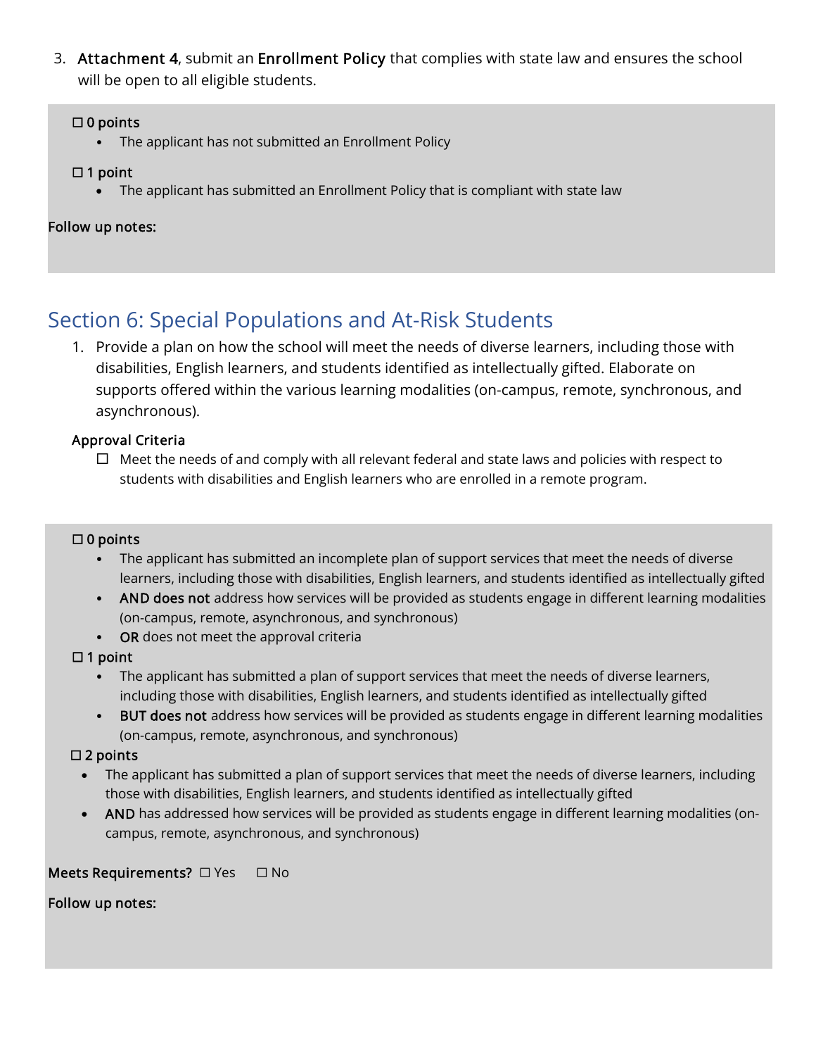3. **Attachment 4**, submit an **Enrollment Policy** that complies with state law and ensures the school will be open to all eligible students.

☐ **0 points**

- The applicant has not submitted an Enrollment Policy

☐ **1 point**

- The applicant has submitted an Enrollment Policy that is compliant with state law

**Follow up notes:**

## Section 6: Special Populations and At-Risk Students

1. Provide a plan on how the school will meet the needs of diverse learners, including those with disabilities, English learners, and students identified as intellectually gifted. Elaborate on supports offered within the various learning modalities (on-campus, remote, synchronous, and asynchronous).

**Approval Criteria**

☐ Meet the needs of and comply with all relevant federal and state laws and policies with respect to students with disabilities and English learners who are enrolled in a remote program.

☐ **0 points**

- The applicant has submitted an incomplete plan of support services that meet the needs of diverse learners, including those with disabilities, English learners, and students identified as intellectually gifted
- **AND does not** address how services will be provided as students engage in different learning modalities (on-campus, remote, asynchronous, and synchronous)
- **OR** does not meet the approval criteria

☐ **1 point**

- The applicant has submitted a plan of support services that meet the needs of diverse learners, including those with disabilities, English learners, and students identified as intellectually gifted
- **BUT does not** address how services will be provided as students engage in different learning modalities (on-campus, remote, asynchronous, and synchronous)

☐ **2 points**

- The applicant has submitted a plan of support services that meet the needs of diverse learners, including those with disabilities, English learners, and students identified as intellectually gifted
- **AND** has addressed how services will be provided as students engage in different learning modalities (on-campus, remote, asynchronous, and synchronous)

**Meets Requirements?** ☐ Yes ☐ No

**Follow up notes:**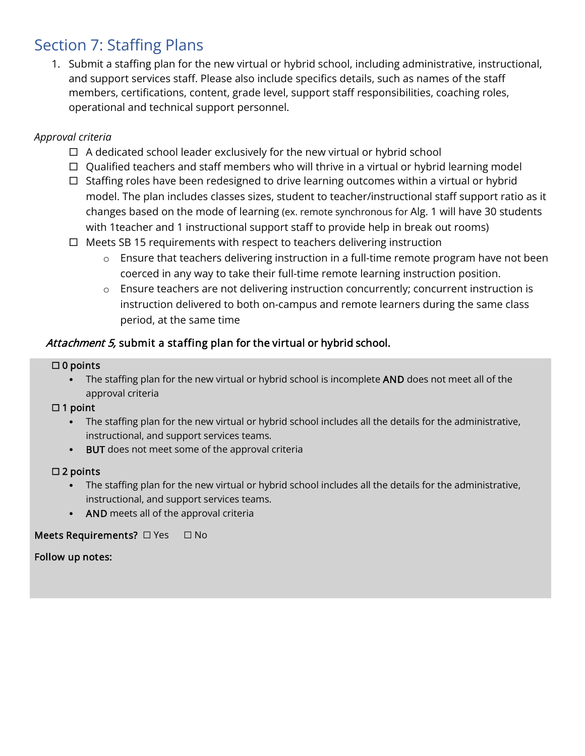## Section 7: Staffing Plans

1. Submit a staffing plan for the new virtual or hybrid school, including administrative, instructional, and support services staff. Please also include specifics details, such as names of the staff members, certifications, content, grade level, support staff responsibilities, coaching roles, operational and technical support personnel.

*Approval criteria*

- ☐ A dedicated school leader exclusively for the new virtual or hybrid school
- ☐ Qualified teachers and staff members who will thrive in a virtual or hybrid learning model
- ☐ Staffing roles have been redesigned to drive learning outcomes within a virtual or hybrid model. The plan includes classes sizes, student to teacher/instructional staff support ratio as it changes based on the mode of learning (ex. remote synchronous for Alg. 1 will have 30 students with 1teacher and 1 instructional support staff to provide help in break out rooms)
- ☐ Meets SB 15 requirements with respect to teachers delivering instruction
  - Ensure that teachers delivering instruction in a full-time remote program have not been coerced in any way to take their full-time remote learning instruction position.
  - Ensure teachers are not delivering instruction concurrently; concurrent instruction is instruction delivered to both on-campus and remote learners during the same class period, at the same time

*Attachment 5,* **submit a staffing plan for the virtual or hybrid school.**

**☐ 0 points**

- The staffing plan for the new virtual or hybrid school is incomplete **AND** does not meet all of the approval criteria

**☐ 1 point**

- The staffing plan for the new virtual or hybrid school includes all the details for the administrative, instructional, and support services teams.
- **BUT** does not meet some of the approval criteria

**☐ 2 points**

- The staffing plan for the new virtual or hybrid school includes all the details for the administrative, instructional, and support services teams.
- **AND** meets all of the approval criteria

**Meets Requirements?** ☐ Yes ☐ No

**Follow up notes:**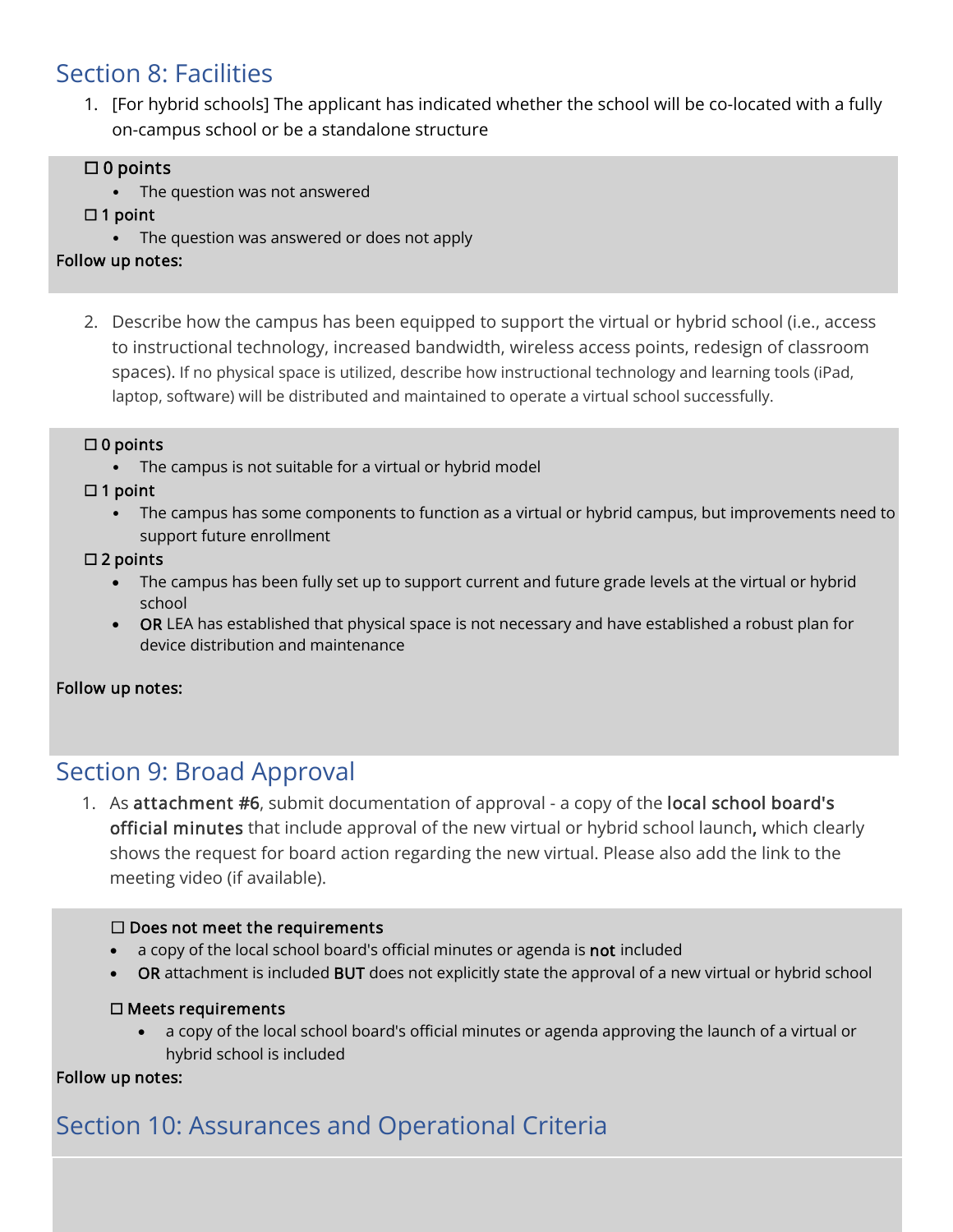## Section 8: Facilities

1. [For hybrid schools] The applicant has indicated whether the school will be co-located with a fully on-campus school or be a standalone structure

☐ **0 points**
- The question was not answered

☐ **1 point**
- The question was answered or does not apply

**Follow up notes:**

2. Describe how the campus has been equipped to support the virtual or hybrid school (i.e., access to instructional technology, increased bandwidth, wireless access points, redesign of classroom spaces). If no physical space is utilized, describe how instructional technology and learning tools (iPad, laptop, software) will be distributed and maintained to operate a virtual school successfully.

☐ **0 points**
- The campus is not suitable for a virtual or hybrid model

☐ **1 point**
- The campus has some components to function as a virtual or hybrid campus, but improvements need to support future enrollment

☐ **2 points**
- The campus has been fully set up to support current and future grade levels at the virtual or hybrid school
- **OR** LEA has established that physical space is not necessary and have established a robust plan for device distribution and maintenance

**Follow up notes:**

## Section 9: Broad Approval

1. As **attachment #6**, submit documentation of approval - a copy of the **local school board's official minutes** that include approval of the new virtual or hybrid school launch**,** which clearly shows the request for board action regarding the new virtual. Please also add the link to the meeting video (if available).

☐ **Does not meet the requirements**
- a copy of the local school board's official minutes or agenda is **not** included
- **OR** attachment is included **BUT** does not explicitly state the approval of a new virtual or hybrid school

☐ **Meets requirements**
- a copy of the local school board's official minutes or agenda approving the launch of a virtual or hybrid school is included

**Follow up notes:**

## Section 10: Assurances and Operational Criteria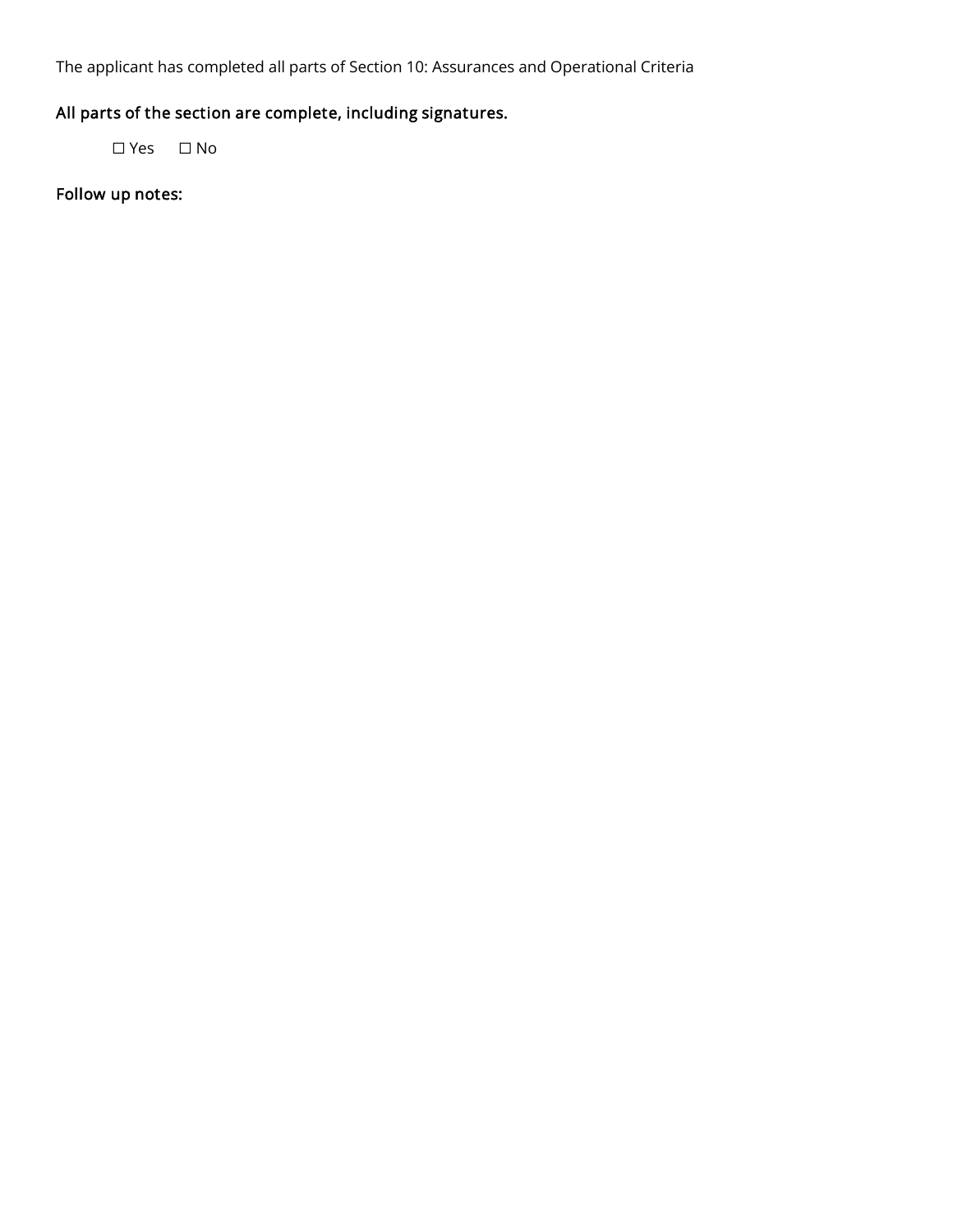The applicant has completed all parts of Section 10: Assurances and Operational Criteria

### All parts of the section are complete, including signatures.

☐ Yes ☐ No

### Follow up notes: